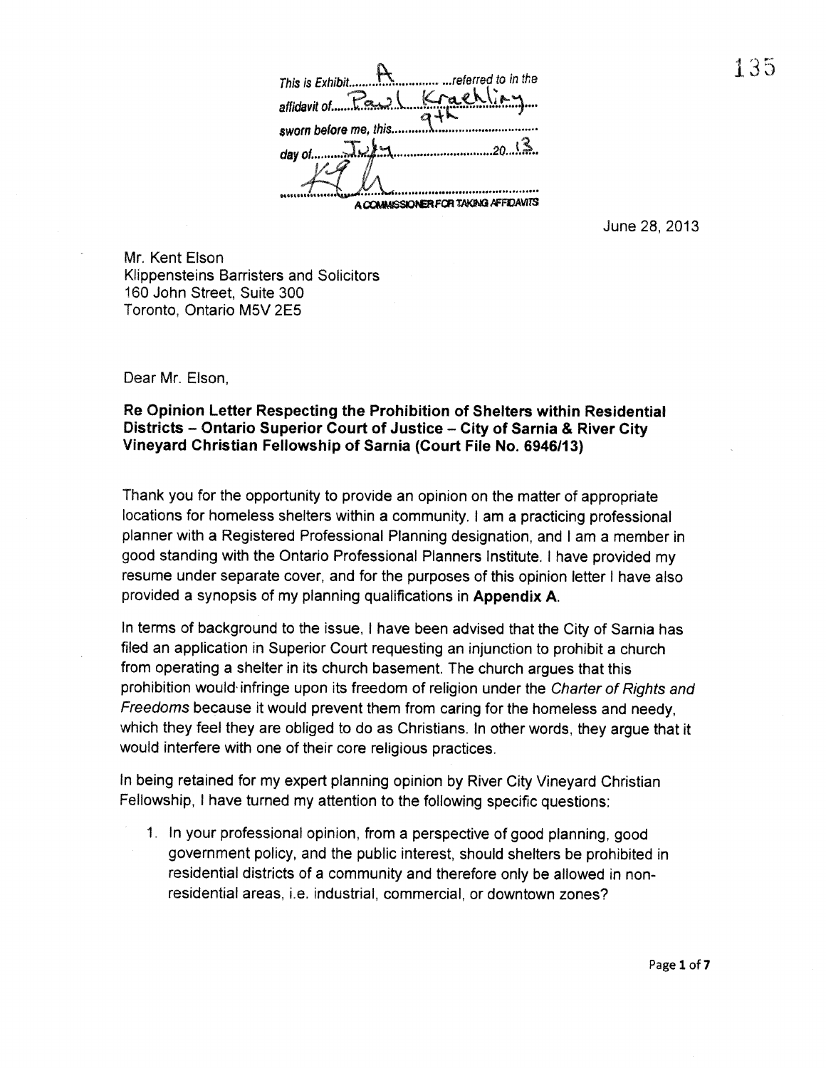This is Exhibit A referred to in the affidavit of Paul Kraehling sworn before me, this 9th day of July 2013

A COMMISSIONER FOR TAKING AFFIDAVITS

June 28, 2013

Mr. Kent Elson
Klippensteins Barristers and Solicitors
160 John Street, Suite 300
Toronto, Ontario M5V 2E5

Dear Mr. Elson,

**Re Opinion Letter Respecting the Prohibition of Shelters within Residential Districts – Ontario Superior Court of Justice – City of Sarnia & River City Vineyard Christian Fellowship of Sarnia (Court File No. 6946/13)**

Thank you for the opportunity to provide an opinion on the matter of appropriate locations for homeless shelters within a community. I am a practicing professional planner with a Registered Professional Planning designation, and I am a member in good standing with the Ontario Professional Planners Institute. I have provided my resume under separate cover, and for the purposes of this opinion letter I have also provided a synopsis of my planning qualifications in **Appendix A**.

In terms of background to the issue, I have been advised that the City of Sarnia has filed an application in Superior Court requesting an injunction to prohibit a church from operating a shelter in its church basement. The church argues that this prohibition would infringe upon its freedom of religion under the *Charter of Rights and Freedoms* because it would prevent them from caring for the homeless and needy, which they feel they are obliged to do as Christians. In other words, they argue that it would interfere with one of their core religious practices.

In being retained for my expert planning opinion by River City Vineyard Christian Fellowship, I have turned my attention to the following specific questions:

1. In your professional opinion, from a perspective of good planning, good government policy, and the public interest, should shelters be prohibited in residential districts of a community and therefore only be allowed in non-residential areas, i.e. industrial, commercial, or downtown zones?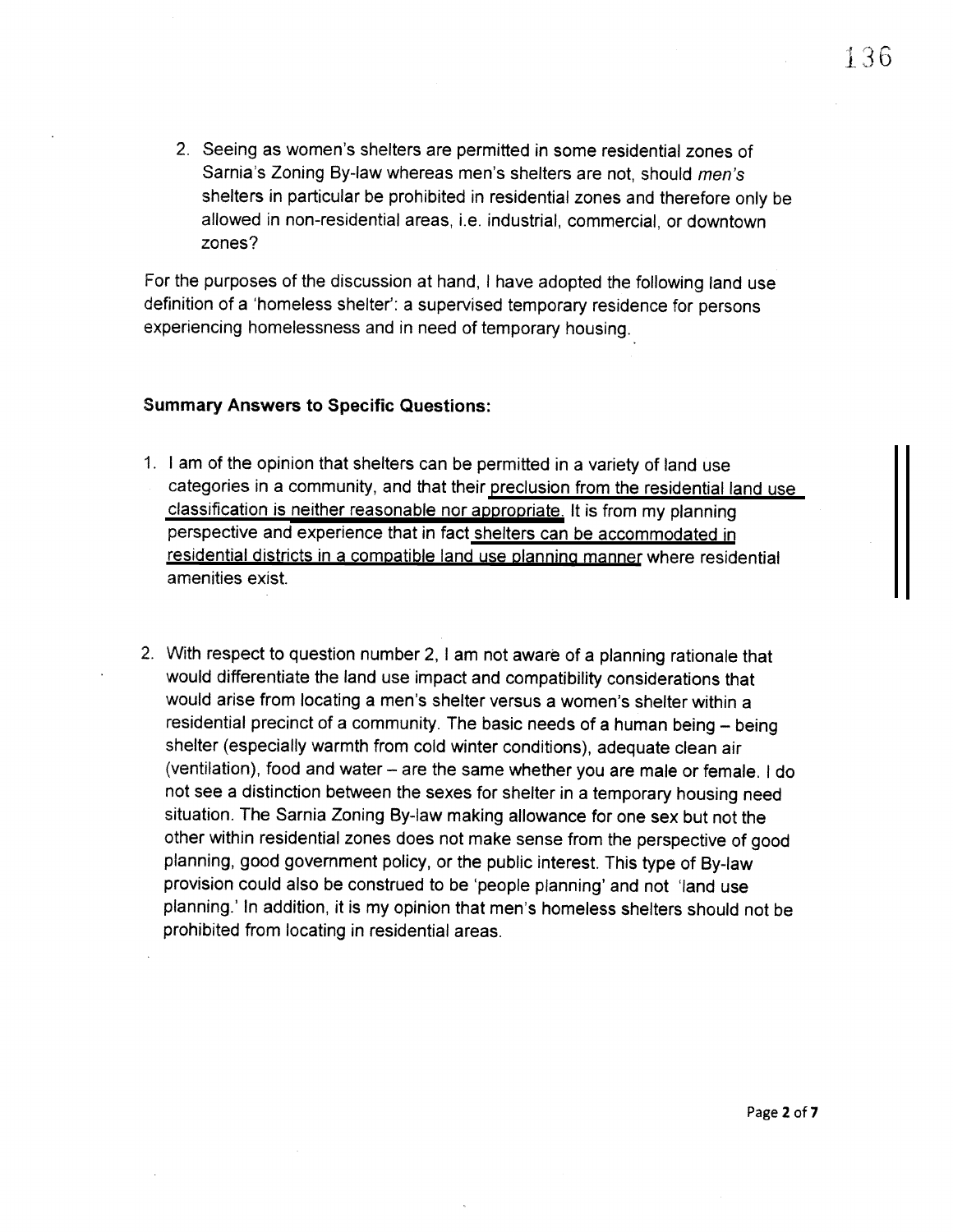2. Seeing as women's shelters are permitted in some residential zones of Sarnia's Zoning By-law whereas men's shelters are not, should *men's* shelters in particular be prohibited in residential zones and therefore only be allowed in non-residential areas, i.e. industrial, commercial, or downtown zones?

For the purposes of the discussion at hand, I have adopted the following land use definition of a 'homeless shelter': a supervised temporary residence for persons experiencing homelessness and in need of temporary housing.

**Summary Answers to Specific Questions:**

1. I am of the opinion that shelters can be permitted in a variety of land use categories in a community, and that their <u>preclusion from the residential land use classification is neither reasonable nor appropriate.</u> It is from my planning perspective and experience that in fact <u>shelters can be accommodated in residential districts in a compatible land use planning manner</u> where residential amenities exist.

2. With respect to question number 2, I am not aware of a planning rationale that would differentiate the land use impact and compatibility considerations that would arise from locating a men's shelter versus a women's shelter within a residential precinct of a community. The basic needs of a human being – being shelter (especially warmth from cold winter conditions), adequate clean air (ventilation), food and water – are the same whether you are male or female. I do not see a distinction between the sexes for shelter in a temporary housing need situation. The Sarnia Zoning By-law making allowance for one sex but not the other within residential zones does not make sense from the perspective of good planning, good government policy, or the public interest. This type of By-law provision could also be construed to be 'people planning' and not 'land use planning.' In addition, it is my opinion that men's homeless shelters should not be prohibited from locating in residential areas.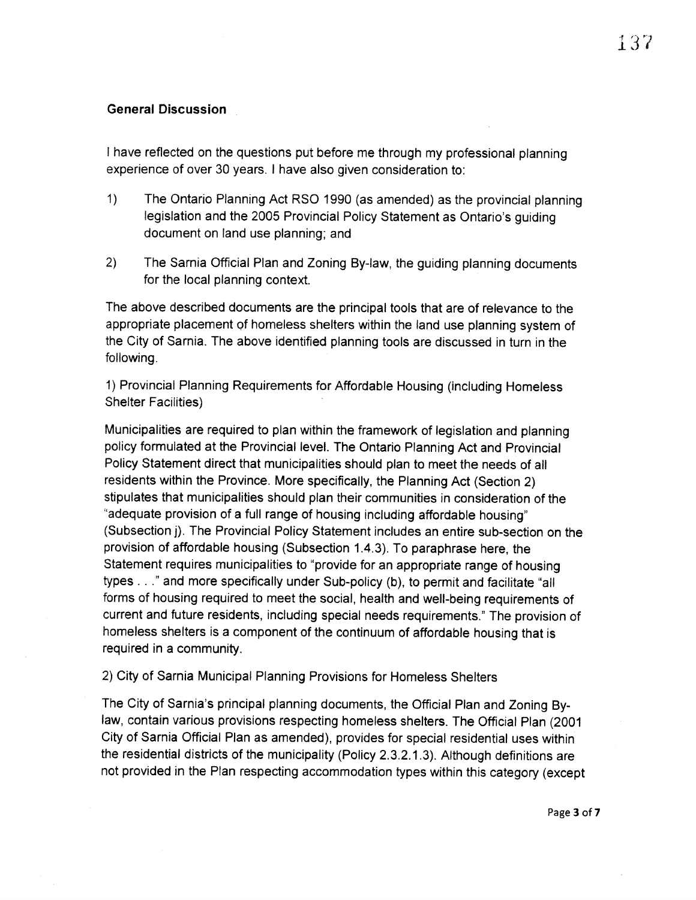**General Discussion**

I have reflected on the questions put before me through my professional planning experience of over 30 years. I have also given consideration to:

1) The Ontario Planning Act RSO 1990 (as amended) as the provincial planning legislation and the 2005 Provincial Policy Statement as Ontario's guiding document on land use planning; and

2) The Sarnia Official Plan and Zoning By-law, the guiding planning documents for the local planning context.

The above described documents are the principal tools that are of relevance to the appropriate placement of homeless shelters within the land use planning system of the City of Sarnia. The above identified planning tools are discussed in turn in the following.

1) Provincial Planning Requirements for Affordable Housing (including Homeless Shelter Facilities)

Municipalities are required to plan within the framework of legislation and planning policy formulated at the Provincial level. The Ontario Planning Act and Provincial Policy Statement direct that municipalities should plan to meet the needs of all residents within the Province. More specifically, the Planning Act (Section 2) stipulates that municipalities should plan their communities in consideration of the "adequate provision of a full range of housing including affordable housing" (Subsection j). The Provincial Policy Statement includes an entire sub-section on the provision of affordable housing (Subsection 1.4.3). To paraphrase here, the Statement requires municipalities to "provide for an appropriate range of housing types . . ." and more specifically under Sub-policy (b), to permit and facilitate "all forms of housing required to meet the social, health and well-being requirements of current and future residents, including special needs requirements." The provision of homeless shelters is a component of the continuum of affordable housing that is required in a community.

2) City of Sarnia Municipal Planning Provisions for Homeless Shelters

The City of Sarnia's principal planning documents, the Official Plan and Zoning By-law, contain various provisions respecting homeless shelters. The Official Plan (2001 City of Sarnia Official Plan as amended), provides for special residential uses within the residential districts of the municipality (Policy 2.3.2.1.3). Although definitions are not provided in the Plan respecting accommodation types within this category (except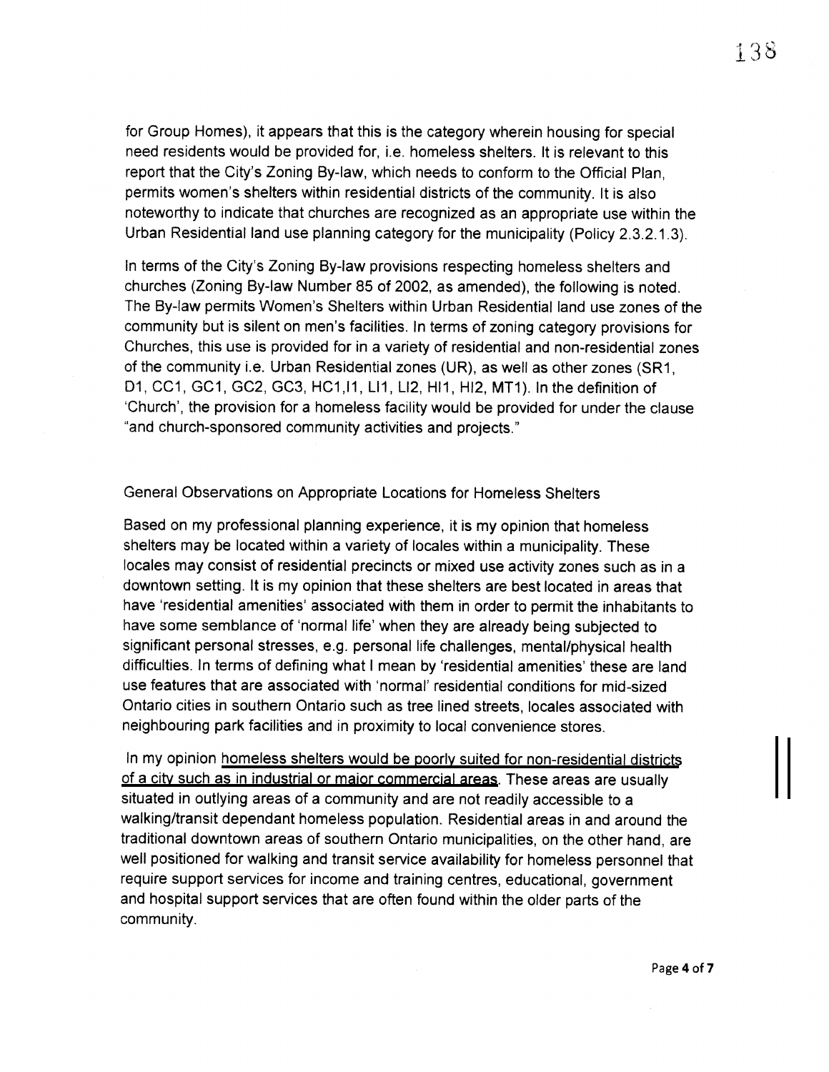for Group Homes), it appears that this is the category wherein housing for special need residents would be provided for, i.e. homeless shelters. It is relevant to this report that the City's Zoning By-law, which needs to conform to the Official Plan, permits women's shelters within residential districts of the community. It is also noteworthy to indicate that churches are recognized as an appropriate use within the Urban Residential land use planning category for the municipality (Policy 2.3.2.1.3).

In terms of the City's Zoning By-law provisions respecting homeless shelters and churches (Zoning By-law Number 85 of 2002, as amended), the following is noted. The By-law permits Women's Shelters within Urban Residential land use zones of the community but is silent on men's facilities. In terms of zoning category provisions for Churches, this use is provided for in a variety of residential and non-residential zones of the community i.e. Urban Residential zones (UR), as well as other zones (SR1, D1, CC1, GC1, GC2, GC3, HC1,I1, LI1, LI2, HI1, HI2, MT1). In the definition of 'Church', the provision for a homeless facility would be provided for under the clause "and church-sponsored community activities and projects."

General Observations on Appropriate Locations for Homeless Shelters

Based on my professional planning experience, it is my opinion that homeless shelters may be located within a variety of locales within a municipality. These locales may consist of residential precincts or mixed use activity zones such as in a downtown setting. It is my opinion that these shelters are best located in areas that have 'residential amenities' associated with them in order to permit the inhabitants to have some semblance of 'normal life' when they are already being subjected to significant personal stresses, e.g. personal life challenges, mental/physical health difficulties. In terms of defining what I mean by 'residential amenities' these are land use features that are associated with 'normal' residential conditions for mid-sized Ontario cities in southern Ontario such as tree lined streets, locales associated with neighbouring park facilities and in proximity to local convenience stores.

In my opinion homeless shelters would be poorly suited for non-residential districts of a city such as in industrial or major commercial areas. These areas are usually situated in outlying areas of a community and are not readily accessible to a walking/transit dependant homeless population. Residential areas in and around the traditional downtown areas of southern Ontario municipalities, on the other hand, are well positioned for walking and transit service availability for homeless personnel that require support services for income and training centres, educational, government and hospital support services that are often found within the older parts of the community.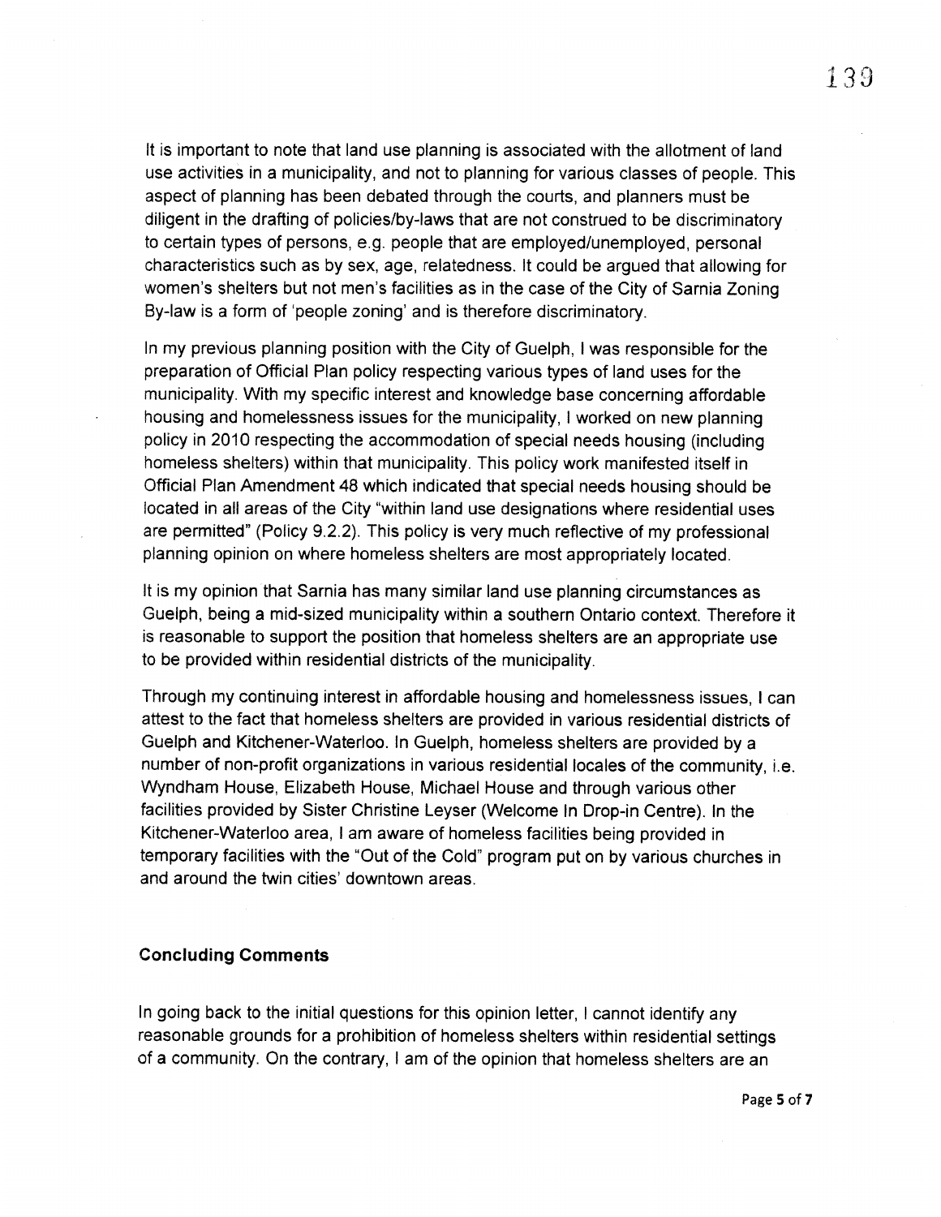It is important to note that land use planning is associated with the allotment of land use activities in a municipality, and not to planning for various classes of people. This aspect of planning has been debated through the courts, and planners must be diligent in the drafting of policies/by-laws that are not construed to be discriminatory to certain types of persons, e.g. people that are employed/unemployed, personal characteristics such as by sex, age, relatedness. It could be argued that allowing for women's shelters but not men's facilities as in the case of the City of Sarnia Zoning By-law is a form of 'people zoning' and is therefore discriminatory.

In my previous planning position with the City of Guelph, I was responsible for the preparation of Official Plan policy respecting various types of land uses for the municipality. With my specific interest and knowledge base concerning affordable housing and homelessness issues for the municipality, I worked on new planning policy in 2010 respecting the accommodation of special needs housing (including homeless shelters) within that municipality. This policy work manifested itself in Official Plan Amendment 48 which indicated that special needs housing should be located in all areas of the City "within land use designations where residential uses are permitted" (Policy 9.2.2). This policy is very much reflective of my professional planning opinion on where homeless shelters are most appropriately located.

It is my opinion that Sarnia has many similar land use planning circumstances as Guelph, being a mid-sized municipality within a southern Ontario context. Therefore it is reasonable to support the position that homeless shelters are an appropriate use to be provided within residential districts of the municipality.

Through my continuing interest in affordable housing and homelessness issues, I can attest to the fact that homeless shelters are provided in various residential districts of Guelph and Kitchener-Waterloo. In Guelph, homeless shelters are provided by a number of non-profit organizations in various residential locales of the community, i.e. Wyndham House, Elizabeth House, Michael House and through various other facilities provided by Sister Christine Leyser (Welcome In Drop-in Centre). In the Kitchener-Waterloo area, I am aware of homeless facilities being provided in temporary facilities with the "Out of the Cold" program put on by various churches in and around the twin cities' downtown areas.

### Concluding Comments

In going back to the initial questions for this opinion letter, I cannot identify any reasonable grounds for a prohibition of homeless shelters within residential settings of a community. On the contrary, I am of the opinion that homeless shelters are an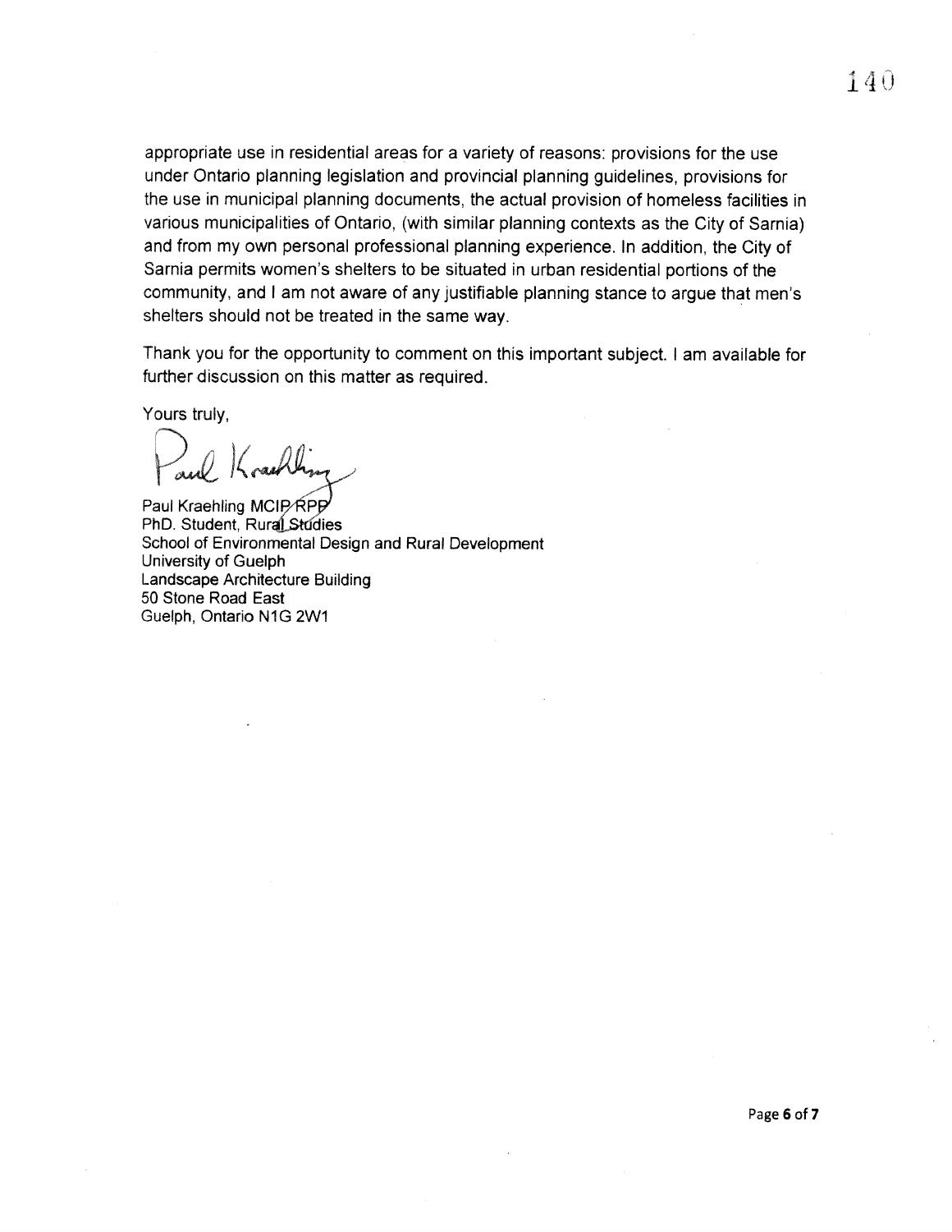appropriate use in residential areas for a variety of reasons: provisions for the use under Ontario planning legislation and provincial planning guidelines, provisions for the use in municipal planning documents, the actual provision of homeless facilities in various municipalities of Ontario, (with similar planning contexts as the City of Sarnia) and from my own personal professional planning experience. In addition, the City of Sarnia permits women's shelters to be situated in urban residential portions of the community, and I am not aware of any justifiable planning stance to argue that men's shelters should not be treated in the same way.

Thank you for the opportunity to comment on this important subject. I am available for further discussion on this matter as required.

Yours truly,

Paul Kraehling MCIP/RPP  
PhD. Student, Rural Studies  
School of Environmental Design and Rural Development  
University of Guelph  
Landscape Architecture Building  
50 Stone Road East  
Guelph, Ontario N1G 2W1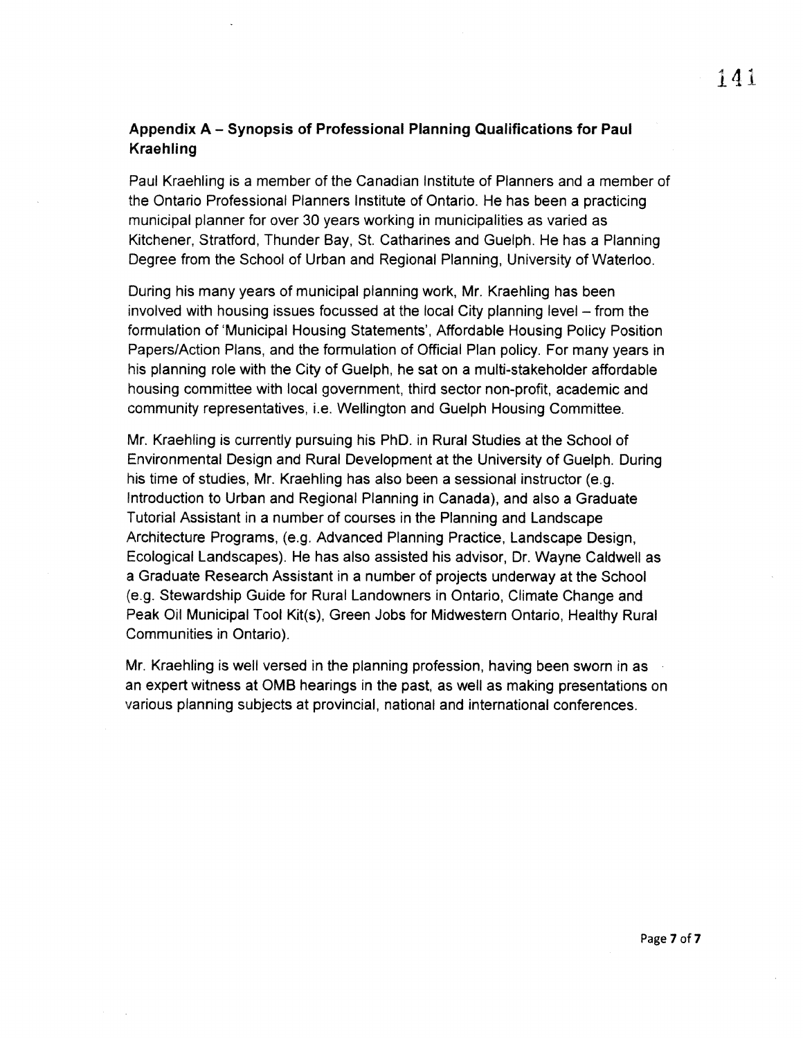## Appendix A – Synopsis of Professional Planning Qualifications for Paul Kraehling

Paul Kraehling is a member of the Canadian Institute of Planners and a member of the Ontario Professional Planners Institute of Ontario. He has been a practicing municipal planner for over 30 years working in municipalities as varied as Kitchener, Stratford, Thunder Bay, St. Catharines and Guelph. He has a Planning Degree from the School of Urban and Regional Planning, University of Waterloo.

During his many years of municipal planning work, Mr. Kraehling has been involved with housing issues focussed at the local City planning level – from the formulation of 'Municipal Housing Statements', Affordable Housing Policy Position Papers/Action Plans, and the formulation of Official Plan policy. For many years in his planning role with the City of Guelph, he sat on a multi-stakeholder affordable housing committee with local government, third sector non-profit, academic and community representatives, i.e. Wellington and Guelph Housing Committee.

Mr. Kraehling is currently pursuing his PhD. in Rural Studies at the School of Environmental Design and Rural Development at the University of Guelph. During his time of studies, Mr. Kraehling has also been a sessional instructor (e.g. Introduction to Urban and Regional Planning in Canada), and also a Graduate Tutorial Assistant in a number of courses in the Planning and Landscape Architecture Programs, (e.g. Advanced Planning Practice, Landscape Design, Ecological Landscapes). He has also assisted his advisor, Dr. Wayne Caldwell as a Graduate Research Assistant in a number of projects underway at the School (e.g. Stewardship Guide for Rural Landowners in Ontario, Climate Change and Peak Oil Municipal Tool Kit(s), Green Jobs for Midwestern Ontario, Healthy Rural Communities in Ontario).

Mr. Kraehling is well versed in the planning profession, having been sworn in as an expert witness at OMB hearings in the past, as well as making presentations on various planning subjects at provincial, national and international conferences.